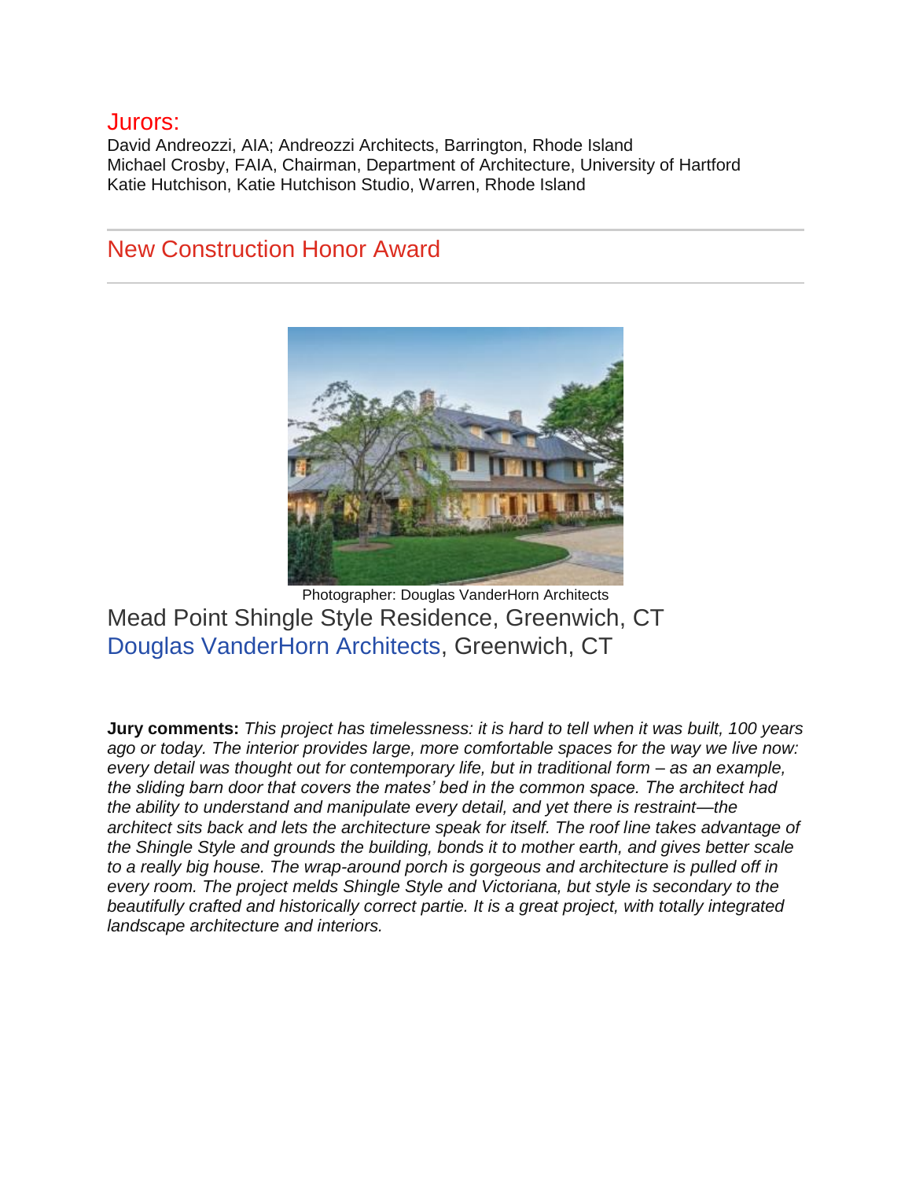## Jurors:

David Andreozzi, AIA; Andreozzi Architects, Barrington, Rhode Island
Michael Crosby, FAIA, Chairman, Department of Architecture, University of Hartford
Katie Hutchison, Katie Hutchison Studio, Warren, Rhode Island

---

## New Construction Honor Award

---

Photographer: Douglas VanderHorn Architects

### Mead Point Shingle Style Residence, Greenwich, CT
### Douglas VanderHorn Architects, Greenwich, CT

**Jury comments:** *This project has timelessness: it is hard to tell when it was built, 100 years ago or today. The interior provides large, more comfortable spaces for the way we live now: every detail was thought out for contemporary life, but in traditional form – as an example, the sliding barn door that covers the mates' bed in the common space. The architect had the ability to understand and manipulate every detail, and yet there is restraint—the architect sits back and lets the architecture speak for itself. The roof line takes advantage of the Shingle Style and grounds the building, bonds it to mother earth, and gives better scale to a really big house. The wrap-around porch is gorgeous and architecture is pulled off in every room. The project melds Shingle Style and Victoriana, but style is secondary to the beautifully crafted and historically correct partie. It is a great project, with totally integrated landscape architecture and interiors.*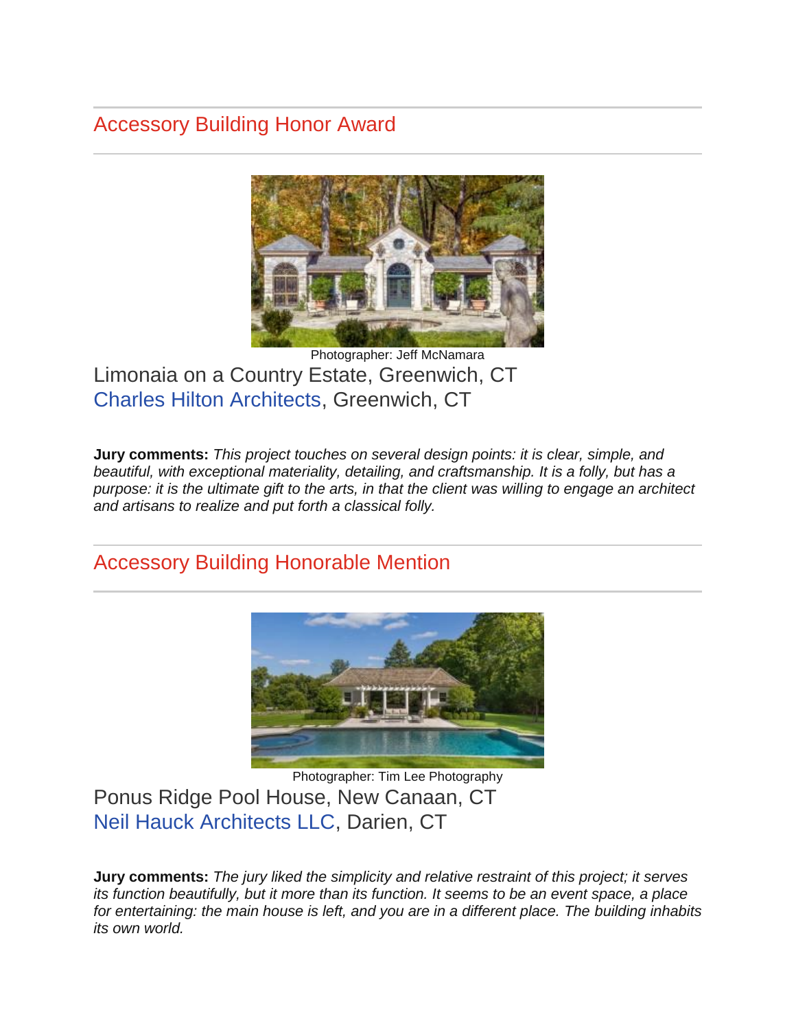## Accessory Building Honor Award

Photographer: Jeff McNamara

Limonaia on a Country Estate, Greenwich, CT
Charles Hilton Architects, Greenwich, CT

**Jury comments:** *This project touches on several design points: it is clear, simple, and beautiful, with exceptional materiality, detailing, and craftsmanship. It is a folly, but has a purpose: it is the ultimate gift to the arts, in that the client was willing to engage an architect and artisans to realize and put forth a classical folly.*

## Accessory Building Honorable Mention

Photographer: Tim Lee Photography

Ponus Ridge Pool House, New Canaan, CT
Neil Hauck Architects LLC, Darien, CT

**Jury comments:** *The jury liked the simplicity and relative restraint of this project; it serves its function beautifully, but it more than its function. It seems to be an event space, a place for entertaining: the main house is left, and you are in a different place. The building inhabits its own world.*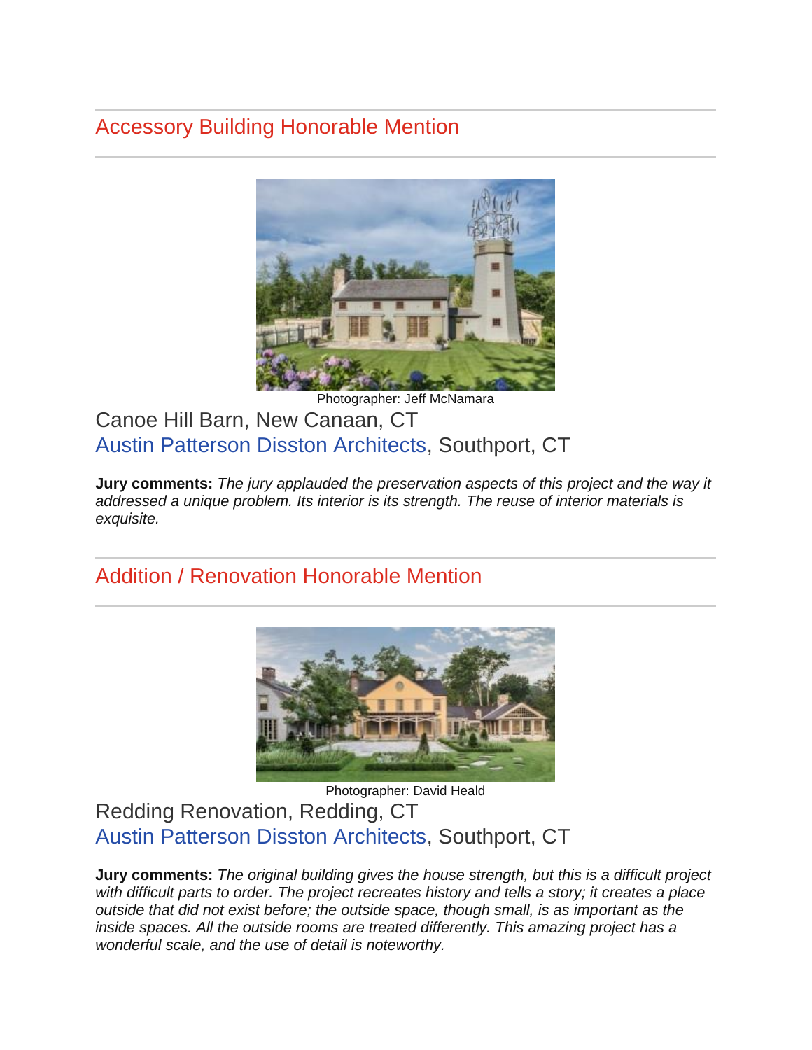## Accessory Building Honorable Mention

Photographer: Jeff McNamara

Canoe Hill Barn, New Canaan, CT

Austin Patterson Disston Architects, Southport, CT

**Jury comments:** *The jury applauded the preservation aspects of this project and the way it addressed a unique problem. Its interior is its strength. The reuse of interior materials is exquisite.*

## Addition / Renovation Honorable Mention

Photographer: David Heald

Redding Renovation, Redding, CT

Austin Patterson Disston Architects, Southport, CT

**Jury comments:** *The original building gives the house strength, but this is a difficult project with difficult parts to order. The project recreates history and tells a story; it creates a place outside that did not exist before; the outside space, though small, is as important as the inside spaces. All the outside rooms are treated differently. This amazing project has a wonderful scale, and the use of detail is noteworthy.*